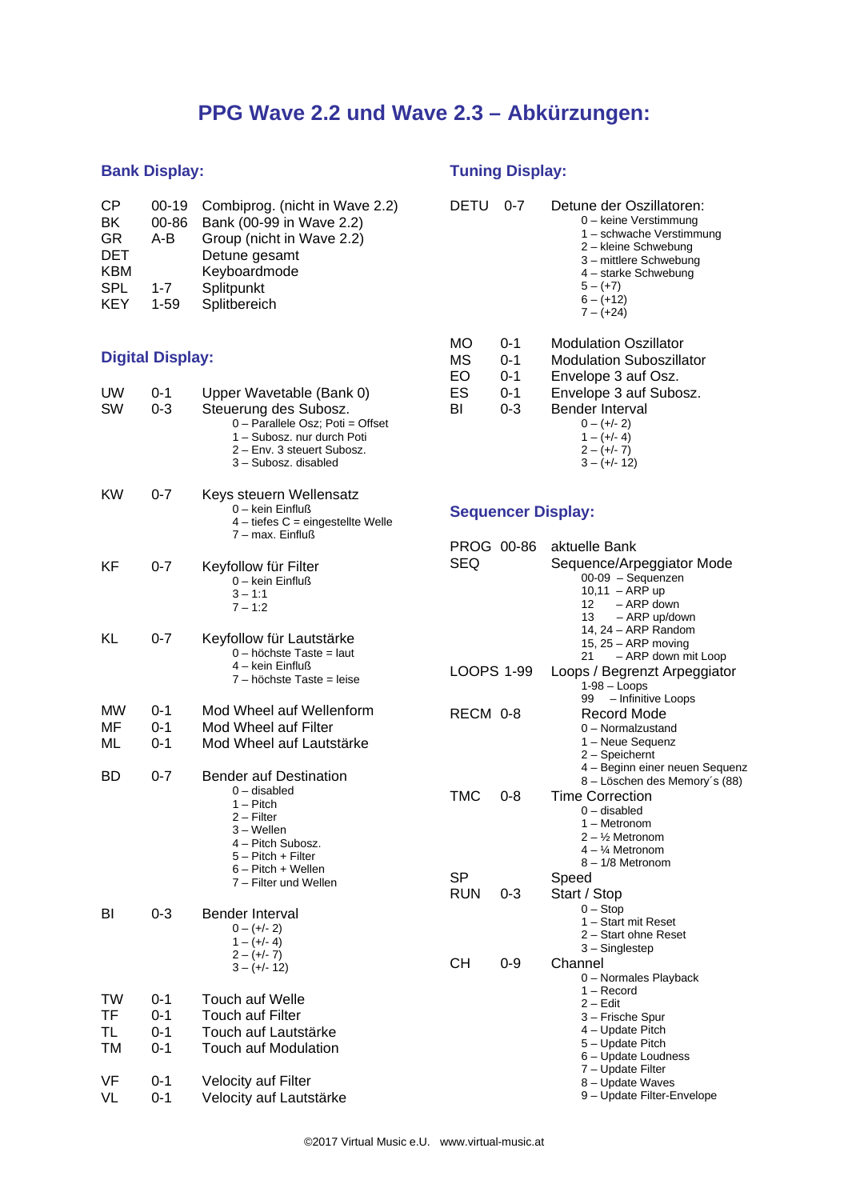# PPG Wave 2.2 und Wave 2.3 – Abkürzungen:

## Bank Display:

| | | |
|---|---|---|
| CP | 00-19 | Combiprog. (nicht in Wave 2.2) |
| BK | 00-86 | Bank (00-99 in Wave 2.2) |
| GR | A-B | Group (nicht in Wave 2.2) |
| DET | | Detune gesamt |
| KBM | | Keyboardmode |
| SPL | 1-7 | Splitpunkt |
| KEY | 1-59 | Splitbereich |

## Digital Display:

**UW** 0-1 — Upper Wavetable (Bank 0)

**SW** 0-3 — Steuerung des Subosz.
- 0 – Parallele Osz; Poti = Offset
- 1 – Subosz. nur durch Poti
- 2 – Env. 3 steuert Subosz.
- 3 – Subosz. disabled

**KW** 0-7 — Keys steuern Wellensatz
- 0 – kein Einfluß
- 4 – tiefes C = eingestellte Welle
- 7 – max. Einfluß

**KF** 0-7 — Keyfollow für Filter
- 0 – kein Einfluß
- 3 – 1:1
- 7 – 1:2

**KL** 0-7 — Keyfollow für Lautstärke
- 0 – höchste Taste = laut
- 4 – kein Einfluß
- 7 – höchste Taste = leise

| | | |
|---|---|---|
| MW | 0-1 | Mod Wheel auf Wellenform |
| MF | 0-1 | Mod Wheel auf Filter |
| ML | 0-1 | Mod Wheel auf Lautstärke |

**BD** 0-7 — Bender auf Destination
- 0 – disabled
- 1 – Pitch
- 2 – Filter
- 3 – Wellen
- 4 – Pitch Subosz.
- 5 – Pitch + Filter
- 6 – Pitch + Wellen
- 7 – Filter und Wellen

**BI** 0-3 — Bender Interval
- 0 – (+/- 2)
- 1 – (+/- 4)
- 2 – (+/- 7)
- 3 – (+/- 12)

| | | |
|---|---|---|
| TW | 0-1 | Touch auf Welle |
| TF | 0-1 | Touch auf Filter |
| TL | 0-1 | Touch auf Lautstärke |
| TM | 0-1 | Touch auf Modulation |

| | | |
|---|---|---|
| VF | 0-1 | Velocity auf Filter |
| VL | 0-1 | Velocity auf Lautstärke |

## Tuning Display:

**DETU** 0-7 — Detune der Oszillatoren:
- 0 – keine Verstimmung
- 1 – schwache Verstimmung
- 2 – kleine Schwebung
- 3 – mittlere Schwebung
- 4 – starke Schwebung
- 5 – (+7)
- 6 – (+12)
- 7 – (+24)

| | | |
|---|---|---|
| MO | 0-1 | Modulation Oszillator |
| MS | 0-1 | Modulation Suboszillator |
| EO | 0-1 | Envelope 3 auf Osz. |
| ES | 0-1 | Envelope 3 auf Subosz. |
| BI | 0-3 | Bender Interval |

- 0 – (+/- 2)
- 1 – (+/- 4)
- 2 – (+/- 7)
- 3 – (+/- 12)

## Sequencer Display:

**PROG** 00-86 — aktuelle Bank

**SEQ** — Sequence/Arpeggiator Mode
- 00-09 – Sequenzen
- 10,11 – ARP up
- 12 – ARP down
- 13 – ARP up/down
- 14, 24 – ARP Random
- 15, 25 – ARP moving
- 21 – ARP down mit Loop

**LOOPS** 1-99 — Loops / Begrenzt Arpeggiator
- 1-98 – Loops
- 99 – Infinitive Loops

**RECM** 0-8 — Record Mode
- 0 – Normalzustand
- 1 – Neue Sequenz
- 2 – Speichernt
- 4 – Beginn einer neuen Sequenz
- 8 – Löschen des Memory´s (88)

**TMC** 0-8 — Time Correction
- 0 – disabled
- 1 – Metronom
- 2 – ½ Metronom
- 4 – ¼ Metronom
- 8 – 1/8 Metronom

**SP** — Speed

**RUN** 0-3 — Start / Stop
- 0 – Stop
- 1 – Start mit Reset
- 2 – Start ohne Reset
- 3 – Singlestep

**CH** 0-9 — Channel
- 0 – Normales Playback
- 1 – Record
- 2 – Edit
- 3 – Frische Spur
- 4 – Update Pitch
- 5 – Update Pitch
- 6 – Update Loudness
- 7 – Update Filter
- 8 – Update Waves
- 9 – Update Filter-Envelope

©2017 Virtual Music e.U. www.virtual-music.at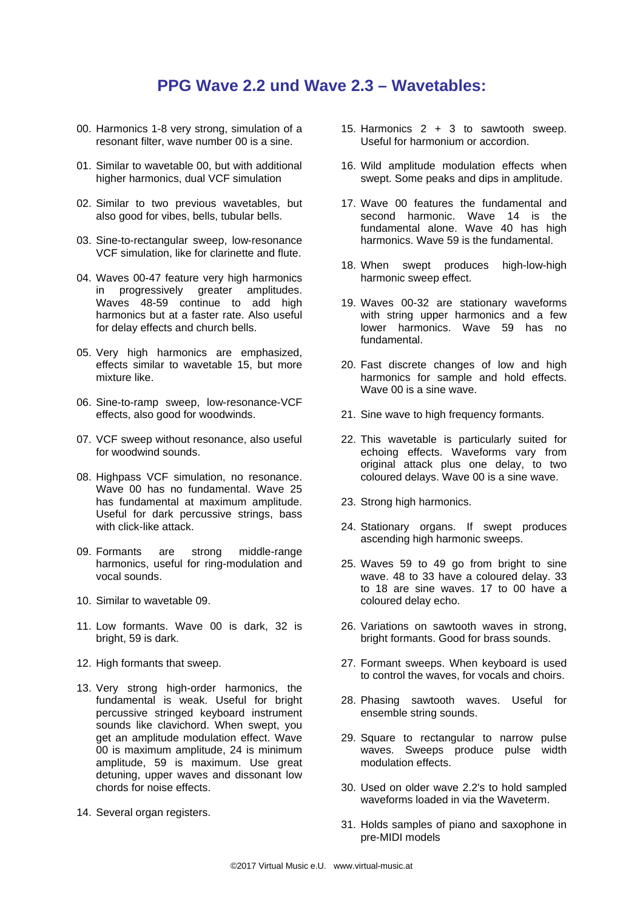# PPG Wave 2.2 und Wave 2.3 – Wavetables:

00. Harmonics 1-8 very strong, simulation of a resonant filter, wave number 00 is a sine.

01. Similar to wavetable 00, but with additional higher harmonics, dual VCF simulation

02. Similar to two previous wavetables, but also good for vibes, bells, tubular bells.

03. Sine-to-rectangular sweep, low-resonance VCF simulation, like for clarinette and flute.

04. Waves 00-47 feature very high harmonics in progressively greater amplitudes. Waves 48-59 continue to add high harmonics but at a faster rate. Also useful for delay effects and church bells.

05. Very high harmonics are emphasized, effects similar to wavetable 15, but more mixture like.

06. Sine-to-ramp sweep, low-resonance-VCF effects, also good for woodwinds.

07. VCF sweep without resonance, also useful for woodwind sounds.

08. Highpass VCF simulation, no resonance. Wave 00 has no fundamental. Wave 25 has fundamental at maximum amplitude. Useful for dark percussive strings, bass with click-like attack.

09. Formants are strong middle-range harmonics, useful for ring-modulation and vocal sounds.

10. Similar to wavetable 09.

11. Low formants. Wave 00 is dark, 32 is bright, 59 is dark.

12. High formants that sweep.

13. Very strong high-order harmonics, the fundamental is weak. Useful for bright percussive stringed keyboard instrument sounds like clavichord. When swept, you get an amplitude modulation effect. Wave 00 is maximum amplitude, 24 is minimum amplitude, 59 is maximum. Use great detuning, upper waves and dissonant low chords for noise effects.

14. Several organ registers.

15. Harmonics 2 + 3 to sawtooth sweep. Useful for harmonium or accordion.

16. Wild amplitude modulation effects when swept. Some peaks and dips in amplitude.

17. Wave 00 features the fundamental and second harmonic. Wave 14 is the fundamental alone. Wave 40 has high harmonics. Wave 59 is the fundamental.

18. When swept produces high-low-high harmonic sweep effect.

19. Waves 00-32 are stationary waveforms with string upper harmonics and a few lower harmonics. Wave 59 has no fundamental.

20. Fast discrete changes of low and high harmonics for sample and hold effects. Wave 00 is a sine wave.

21. Sine wave to high frequency formants.

22. This wavetable is particularly suited for echoing effects. Waveforms vary from original attack plus one delay, to two coloured delays. Wave 00 is a sine wave.

23. Strong high harmonics.

24. Stationary organs. If swept produces ascending high harmonic sweeps.

25. Waves 59 to 49 go from bright to sine wave. 48 to 33 have a coloured delay. 33 to 18 are sine waves. 17 to 00 have a coloured delay echo.

26. Variations on sawtooth waves in strong, bright formants. Good for brass sounds.

27. Formant sweeps. When keyboard is used to control the waves, for vocals and choirs.

28. Phasing sawtooth waves. Useful for ensemble string sounds.

29. Square to rectangular to narrow pulse waves. Sweeps produce pulse width modulation effects.

30. Used on older wave 2.2's to hold sampled waveforms loaded in via the Waveterm.

31. Holds samples of piano and saxophone in pre-MIDI models

©2017 Virtual Music e.U. www.virtual-music.at